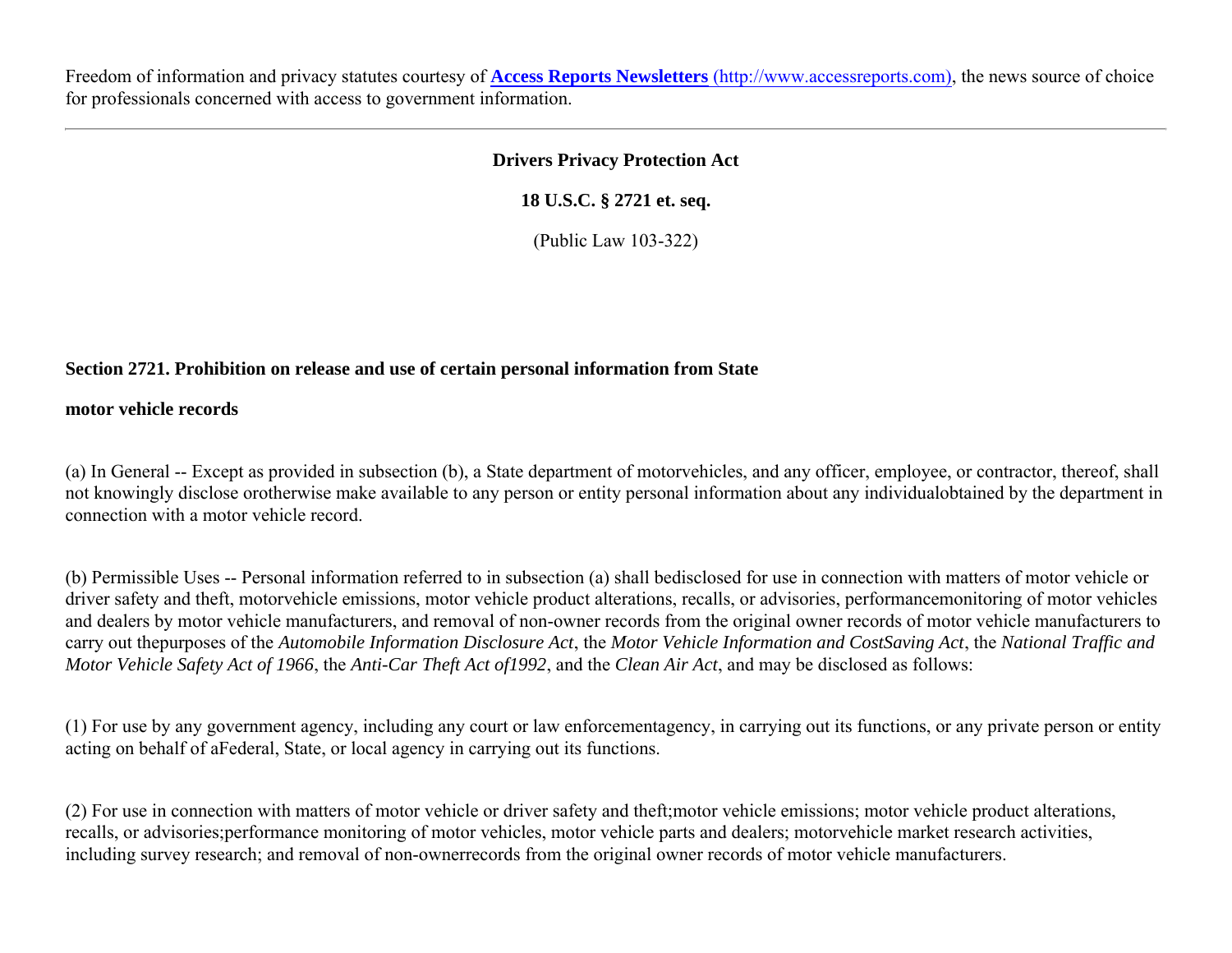Freedom of information and privacy statutes courtesy of **[Access Reports Newsletters](http://www.accessreports.com)** (http://www.accessreports.com), the news source of choice for professionals concerned with access to government information.

---

**Drivers Privacy Protection Act**

**18 U.S.C. § 2721 et. seq.**

(Public Law 103-322)

**Section 2721. Prohibition on release and use of certain personal information from State**

**motor vehicle records**

(a) In General -- Except as provided in subsection (b), a State department of motorvehicles, and any officer, employee, or contractor, thereof, shall not knowingly disclose orotherwise make available to any person or entity personal information about any individualobtained by the department in connection with a motor vehicle record.

(b) Permissible Uses -- Personal information referred to in subsection (a) shall bedisclosed for use in connection with matters of motor vehicle or driver safety and theft, motorvehicle emissions, motor vehicle product alterations, recalls, or advisories, performancemonitoring of motor vehicles and dealers by motor vehicle manufacturers, and removal of non-owner records from the original owner records of motor vehicle manufacturers to carry out thepurposes of the *Automobile Information Disclosure Act*, the *Motor Vehicle Information and CostSaving Act*, the *National Traffic and Motor Vehicle Safety Act of 1966*, the *Anti-Car Theft Act of1992*, and the *Clean Air Act*, and may be disclosed as follows:

(1) For use by any government agency, including any court or law enforcementagency, in carrying out its functions, or any private person or entity acting on behalf of aFederal, State, or local agency in carrying out its functions.

(2) For use in connection with matters of motor vehicle or driver safety and theft;motor vehicle emissions; motor vehicle product alterations, recalls, or advisories;performance monitoring of motor vehicles, motor vehicle parts and dealers; motorvehicle market research activities, including survey research; and removal of non-ownerrecords from the original owner records of motor vehicle manufacturers.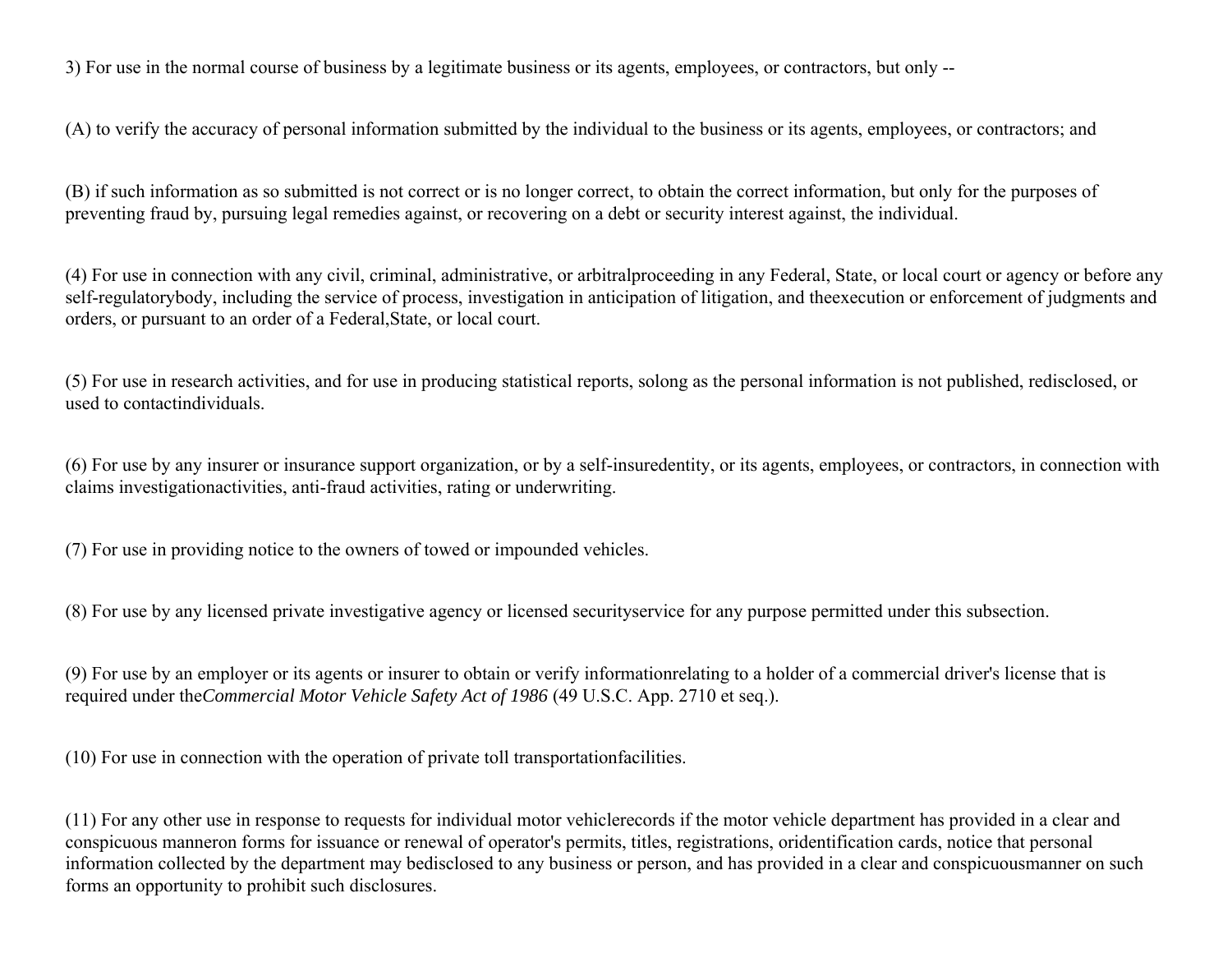3) For use in the normal course of business by a legitimate business or its agents, employees, or contractors, but only --

(A) to verify the accuracy of personal information submitted by the individual to the business or its agents, employees, or contractors; and

(B) if such information as so submitted is not correct or is no longer correct, to obtain the correct information, but only for the purposes of preventing fraud by, pursuing legal remedies against, or recovering on a debt or security interest against, the individual.

(4) For use in connection with any civil, criminal, administrative, or arbitralproceeding in any Federal, State, or local court or agency or before any self-regulatorybody, including the service of process, investigation in anticipation of litigation, and theexecution or enforcement of judgments and orders, or pursuant to an order of a Federal,State, or local court.

(5) For use in research activities, and for use in producing statistical reports, solong as the personal information is not published, redisclosed, or used to contactindividuals.

(6) For use by any insurer or insurance support organization, or by a self-insuredentity, or its agents, employees, or contractors, in connection with claims investigationactivities, anti-fraud activities, rating or underwriting.

(7) For use in providing notice to the owners of towed or impounded vehicles.

(8) For use by any licensed private investigative agency or licensed securityservice for any purpose permitted under this subsection.

(9) For use by an employer or its agents or insurer to obtain or verify informationrelating to a holder of a commercial driver's license that is required under the*Commercial Motor Vehicle Safety Act of 1986* (49 U.S.C. App. 2710 et seq.).

(10) For use in connection with the operation of private toll transportationfacilities.

(11) For any other use in response to requests for individual motor vehiclerecords if the motor vehicle department has provided in a clear and conspicuous manneron forms for issuance or renewal of operator's permits, titles, registrations, oridentification cards, notice that personal information collected by the department may bedisclosed to any business or person, and has provided in a clear and conspicuousmanner on such forms an opportunity to prohibit such disclosures.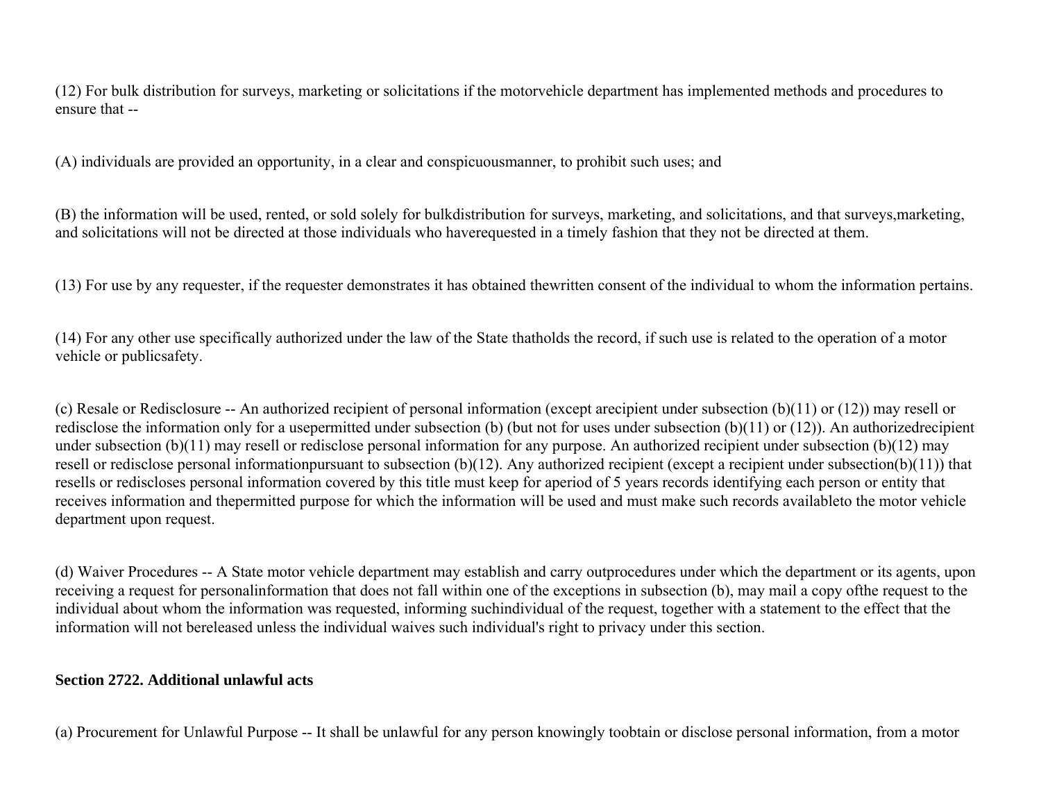(12) For bulk distribution for surveys, marketing or solicitations if the motorvehicle department has implemented methods and procedures to ensure that --

(A) individuals are provided an opportunity, in a clear and conspicuousmanner, to prohibit such uses; and

(B) the information will be used, rented, or sold solely for bulkdistribution for surveys, marketing, and solicitations, and that surveys,marketing, and solicitations will not be directed at those individuals who haverequested in a timely fashion that they not be directed at them.

(13) For use by any requester, if the requester demonstrates it has obtained thewritten consent of the individual to whom the information pertains.

(14) For any other use specifically authorized under the law of the State thatholds the record, if such use is related to the operation of a motor vehicle or publicsafety.

(c) Resale or Redisclosure -- An authorized recipient of personal information (except arecipient under subsection (b)(11) or (12)) may resell or redisclose the information only for a usepermitted under subsection (b) (but not for uses under subsection (b)(11) or (12)). An authorizedrecipient under subsection (b)(11) may resell or redisclose personal information for any purpose. An authorized recipient under subsection (b)(12) may resell or redisclose personal informationpursuant to subsection (b)(12). Any authorized recipient (except a recipient under subsection(b)(11)) that resells or rediscloses personal information covered by this title must keep for aperiod of 5 years records identifying each person or entity that receives information and thepermitted purpose for which the information will be used and must make such records availableto the motor vehicle department upon request.

(d) Waiver Procedures -- A State motor vehicle department may establish and carry outprocedures under which the department or its agents, upon receiving a request for personalinformation that does not fall within one of the exceptions in subsection (b), may mail a copy ofthe request to the individual about whom the information was requested, informing suchindividual of the request, together with a statement to the effect that the information will not bereleased unless the individual waives such individual's right to privacy under this section.

**Section 2722. Additional unlawful acts**

(a) Procurement for Unlawful Purpose -- It shall be unlawful for any person knowingly toobtain or disclose personal information, from a motor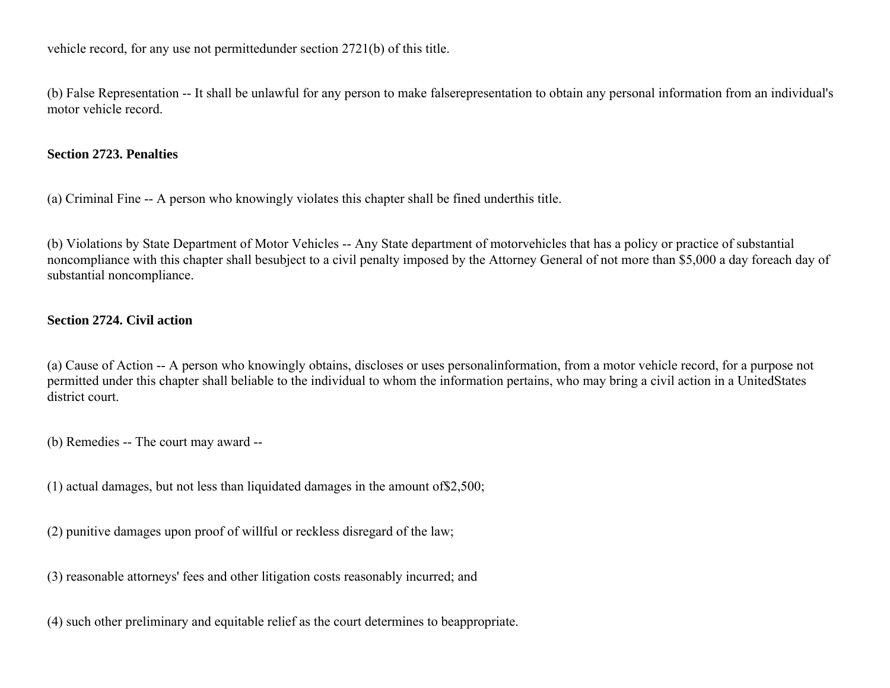vehicle record, for any use not permittedunder section 2721(b) of this title.

(b) False Representation -- It shall be unlawful for any person to make falserepresentation to obtain any personal information from an individual's motor vehicle record.

**Section 2723. Penalties**

(a) Criminal Fine -- A person who knowingly violates this chapter shall be fined underthis title.

(b) Violations by State Department of Motor Vehicles -- Any State department of motorvehicles that has a policy or practice of substantial noncompliance with this chapter shall besubject to a civil penalty imposed by the Attorney General of not more than $5,000 a day foreach day of substantial noncompliance.

**Section 2724. Civil action**

(a) Cause of Action -- A person who knowingly obtains, discloses or uses personalinformation, from a motor vehicle record, for a purpose not permitted under this chapter shall beliable to the individual to whom the information pertains, who may bring a civil action in a UnitedStates district court.

(b) Remedies -- The court may award --

(1) actual damages, but not less than liquidated damages in the amount of$2,500;

(2) punitive damages upon proof of willful or reckless disregard of the law;

(3) reasonable attorneys' fees and other litigation costs reasonably incurred; and

(4) such other preliminary and equitable relief as the court determines to beappropriate.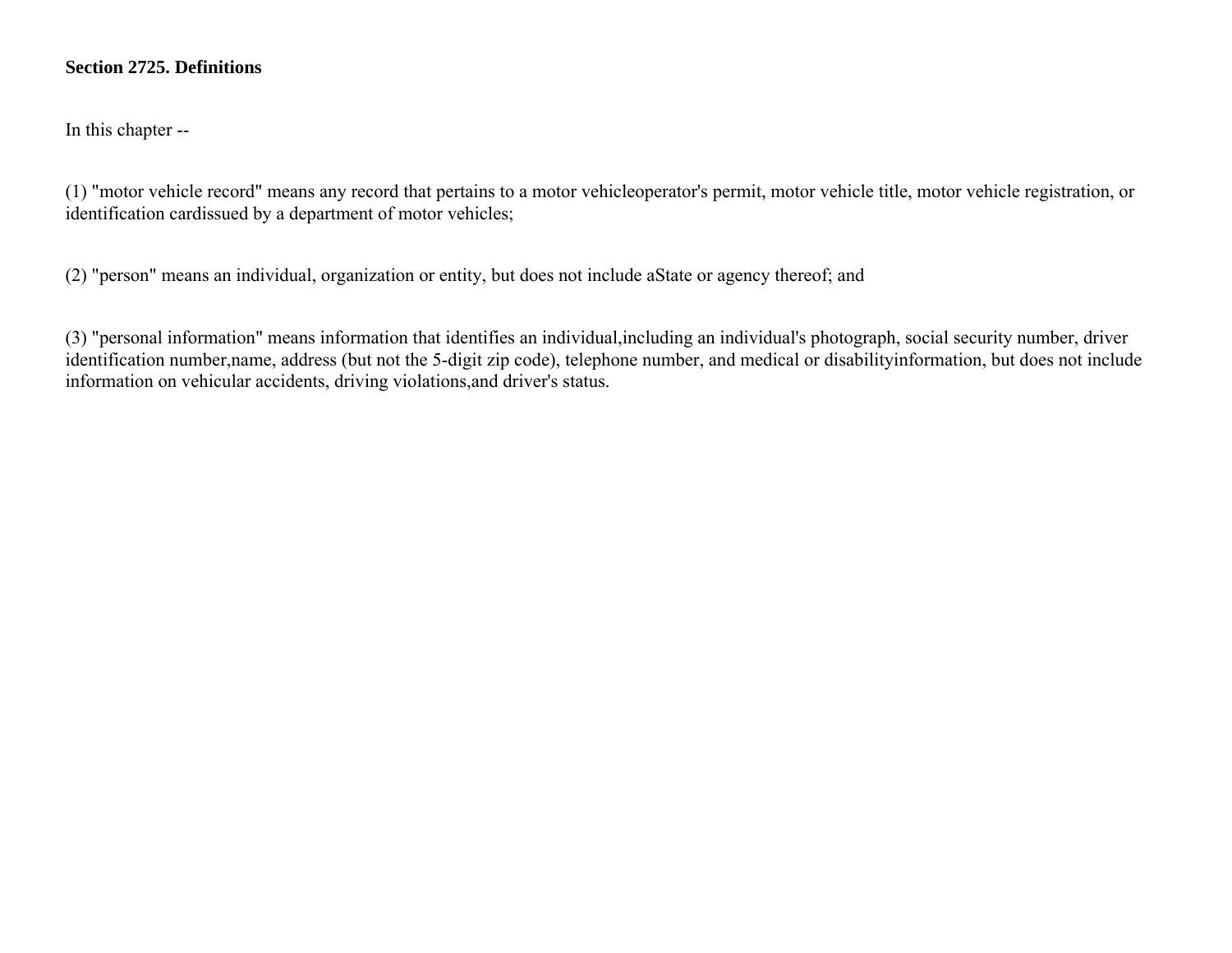**Section 2725. Definitions**

In this chapter --

(1) "motor vehicle record" means any record that pertains to a motor vehicleoperator's permit, motor vehicle title, motor vehicle registration, or identification cardissued by a department of motor vehicles;

(2) "person" means an individual, organization or entity, but does not include aState or agency thereof; and

(3) "personal information" means information that identifies an individual,including an individual's photograph, social security number, driver identification number,name, address (but not the 5-digit zip code), telephone number, and medical or disabilityinformation, but does not include information on vehicular accidents, driving violations,and driver's status.